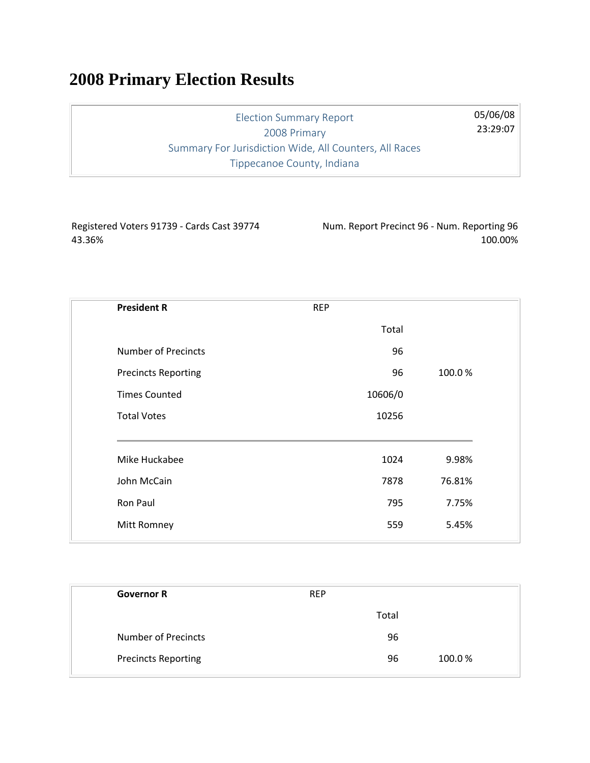# 2008 Primary Election Results

| Election Summary Report<br>2008 Primary<br>Summary For Jurisdiction Wide, All Counters, All Races<br>Tippecanoe County, Indiana | 05/06/08<br>23:29:07 |
|---|---|

Registered Voters 91739 - Cards Cast 39774 43.36%

Num. Report Precinct 96 - Num. Reporting 96 100.00%

| **President R** | REP | |
|---|---|---|
| | Total | |
| Number of Precincts | 96 | |
| Precincts Reporting | 96 | 100.0 % |
| Times Counted | 10606/0 | |
| Total Votes | 10256 | |
| Mike Huckabee | 1024 | 9.98% |
| John McCain | 7878 | 76.81% |
| Ron Paul | 795 | 7.75% |
| Mitt Romney | 559 | 5.45% |

| **Governor R** | REP | |
|---|---|---|
| | Total | |
| Number of Precincts | 96 | |
| Precincts Reporting | 96 | 100.0 % |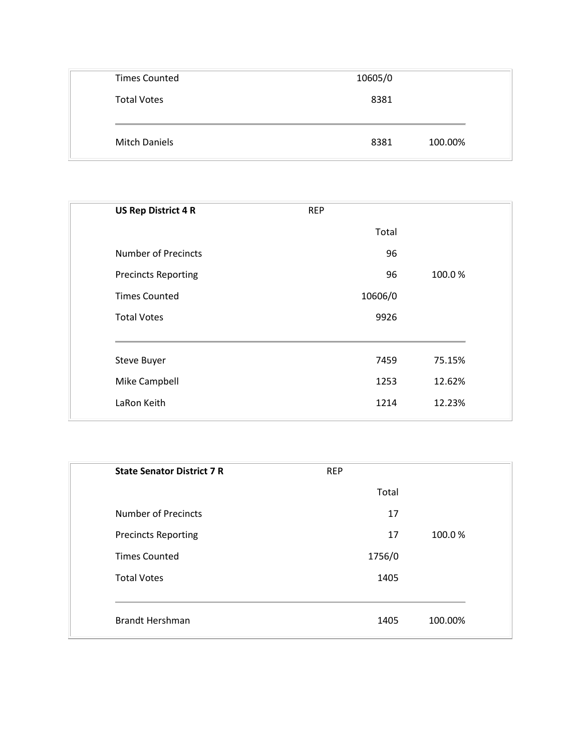| | | |
|---|---|---|
| Times Counted | 10605/0 | |
| Total Votes | 8381 | |
| Mitch Daniels | 8381 | 100.00% |

| **US Rep District 4 R** | REP | |
|---|---|---|
| | Total | |
| Number of Precincts | 96 | |
| Precincts Reporting | 96 | 100.0 % |
| Times Counted | 10606/0 | |
| Total Votes | 9926 | |
| Steve Buyer | 7459 | 75.15% |
| Mike Campbell | 1253 | 12.62% |
| LaRon Keith | 1214 | 12.23% |

| **State Senator District 7 R** | REP | |
|---|---|---|
| | Total | |
| Number of Precincts | 17 | |
| Precincts Reporting | 17 | 100.0 % |
| Times Counted | 1756/0 | |
| Total Votes | 1405 | |
| Brandt Hershman | 1405 | 100.00% |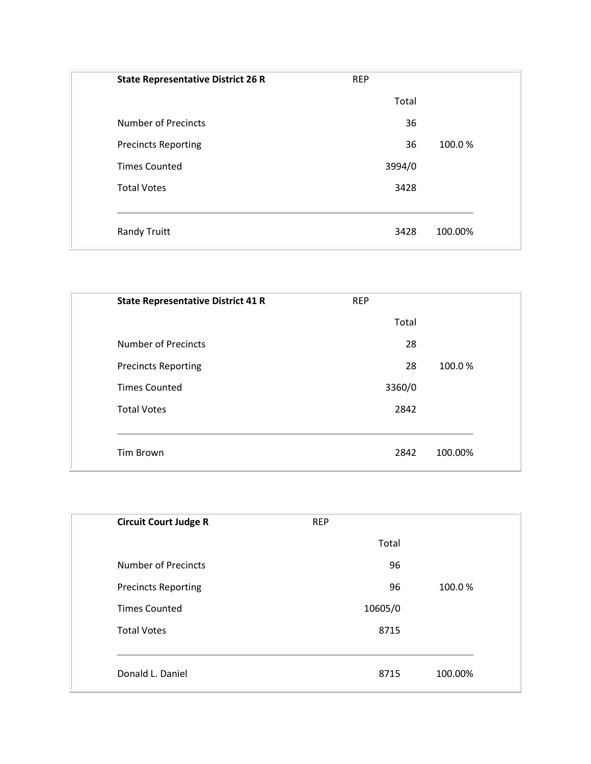| **State Representative District 26 R** | REP | |
| --- | --- | --- |
| | Total | |
| Number of Precincts | 36 | |
| Precincts Reporting | 36 | 100.0 % |
| Times Counted | 3994/0 | |
| Total Votes | 3428 | |
| Randy Truitt | 3428 | 100.00% |

| **State Representative District 41 R** | REP | |
| --- | --- | --- |
| | Total | |
| Number of Precincts | 28 | |
| Precincts Reporting | 28 | 100.0 % |
| Times Counted | 3360/0 | |
| Total Votes | 2842 | |
| Tim Brown | 2842 | 100.00% |

| **Circuit Court Judge R** | REP | |
| --- | --- | --- |
| | Total | |
| Number of Precincts | 96 | |
| Precincts Reporting | 96 | 100.0 % |
| Times Counted | 10605/0 | |
| Total Votes | 8715 | |
| Donald L. Daniel | 8715 | 100.00% |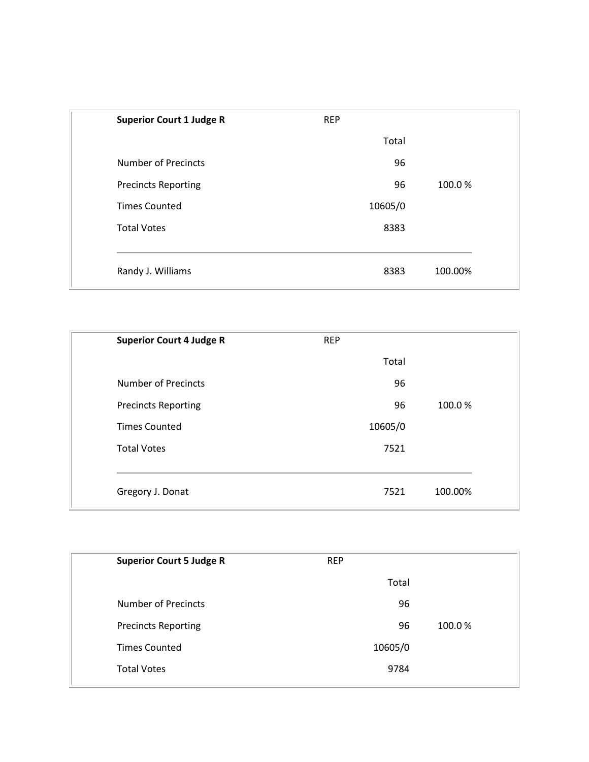| **Superior Court 1 Judge R** | REP | |
|---|---|---|
| | Total | |
| Number of Precincts | 96 | |
| Precincts Reporting | 96 | 100.0 % |
| Times Counted | 10605/0 | |
| Total Votes | 8383 | |
| Randy J. Williams | 8383 | 100.00% |

| **Superior Court 4 Judge R** | REP | |
|---|---|---|
| | Total | |
| Number of Precincts | 96 | |
| Precincts Reporting | 96 | 100.0 % |
| Times Counted | 10605/0 | |
| Total Votes | 7521 | |
| Gregory J. Donat | 7521 | 100.00% |

| **Superior Court 5 Judge R** | REP | |
|---|---|---|
| | Total | |
| Number of Precincts | 96 | |
| Precincts Reporting | 96 | 100.0 % |
| Times Counted | 10605/0 | |
| Total Votes | 9784 | |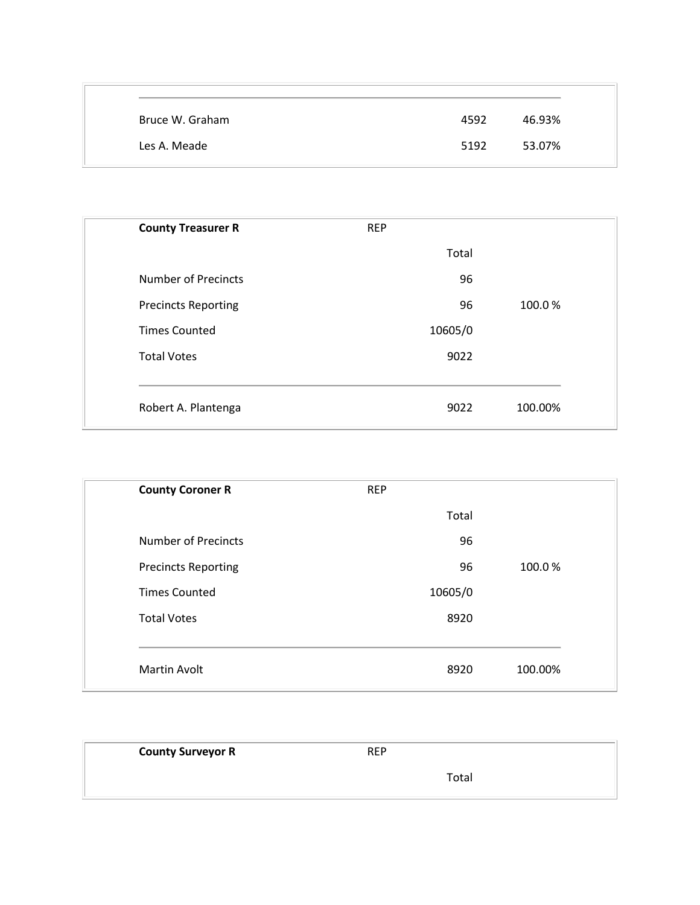| | | |
|---|---|---|
| Bruce W. Graham | 4592 | 46.93% |
| Les A. Meade | 5192 | 53.07% |

| **County Treasurer R** | REP | |
|---|---|---|
| | Total | |
| Number of Precincts | 96 | |
| Precincts Reporting | 96 | 100.0 % |
| Times Counted | 10605/0 | |
| Total Votes | 9022 | |
| Robert A. Plantenga | 9022 | 100.00% |

| **County Coroner R** | REP | |
|---|---|---|
| | Total | |
| Number of Precincts | 96 | |
| Precincts Reporting | 96 | 100.0 % |
| Times Counted | 10605/0 | |
| Total Votes | 8920 | |
| Martin Avolt | 8920 | 100.00% |

| **County Surveyor R** | REP | |
|---|---|---|
| | Total | |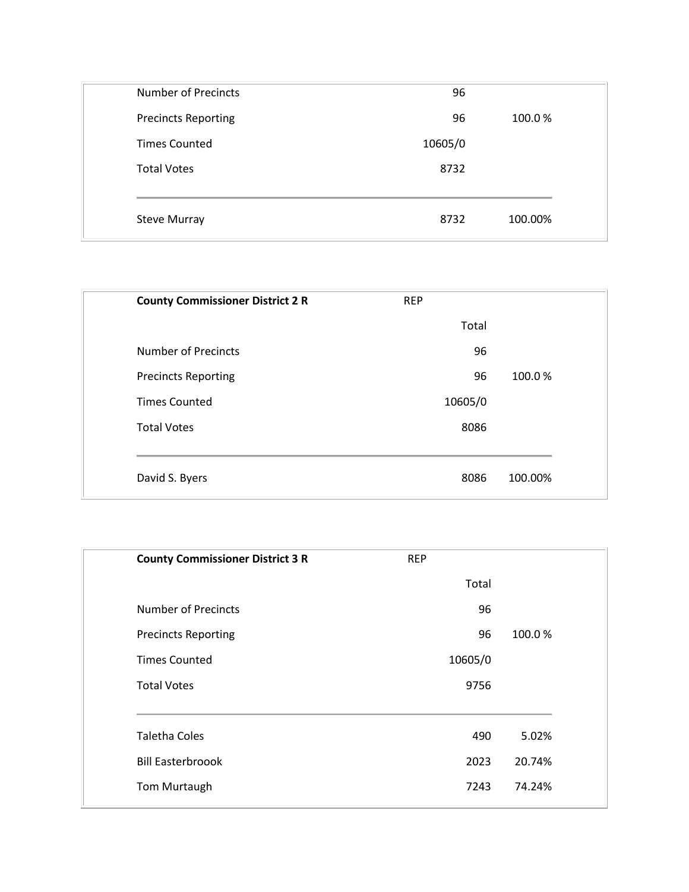| | | |
|---|---|---|
| Number of Precincts | 96 | |
| Precincts Reporting | 96 | 100.0 % |
| Times Counted | 10605/0 | |
| Total Votes | 8732 | |
| Steve Murray | 8732 | 100.00% |

| **County Commissioner District 2 R** | REP | |
|---|---|---|
| | Total | |
| Number of Precincts | 96 | |
| Precincts Reporting | 96 | 100.0 % |
| Times Counted | 10605/0 | |
| Total Votes | 8086 | |
| David S. Byers | 8086 | 100.00% |

| **County Commissioner District 3 R** | REP | |
|---|---|---|
| | Total | |
| Number of Precincts | 96 | |
| Precincts Reporting | 96 | 100.0 % |
| Times Counted | 10605/0 | |
| Total Votes | 9756 | |
| Taletha Coles | 490 | 5.02% |
| Bill Easterbroook | 2023 | 20.74% |
| Tom Murtaugh | 7243 | 74.24% |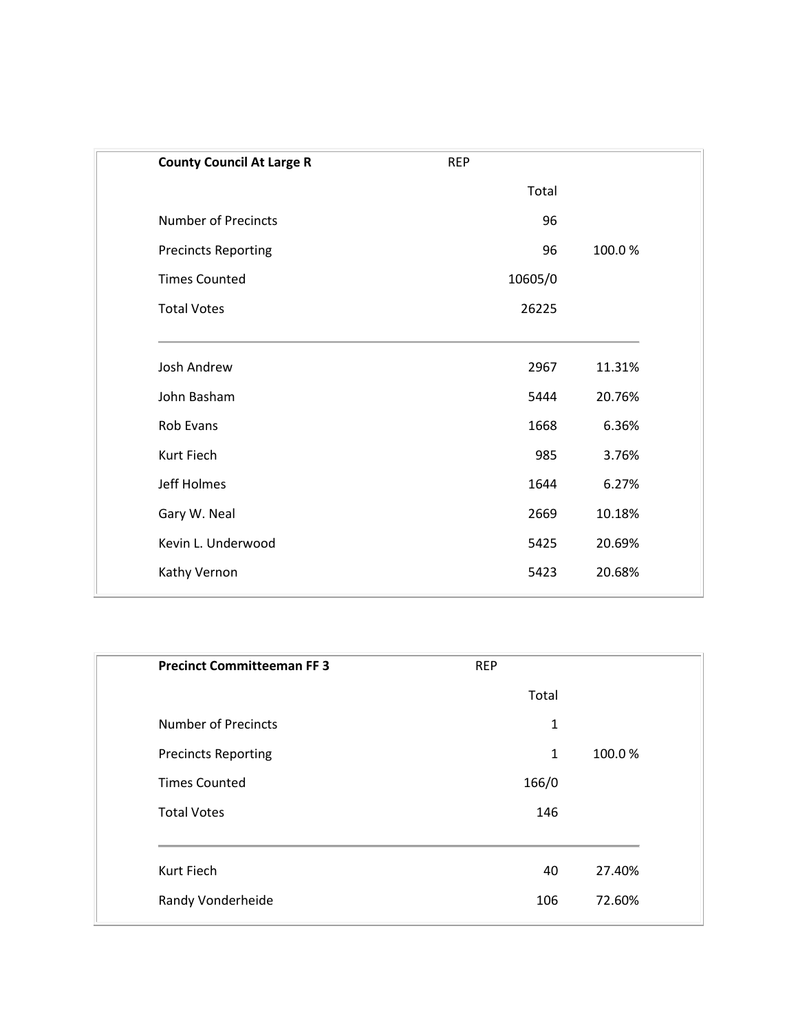| County Council At Large R | REP | |
|---|---|---|
| | Total | |
| Number of Precincts | 96 | |
| Precincts Reporting | 96 | 100.0 % |
| Times Counted | 10605/0 | |
| Total Votes | 26225 | |
| Josh Andrew | 2967 | 11.31% |
| John Basham | 5444 | 20.76% |
| Rob Evans | 1668 | 6.36% |
| Kurt Fiech | 985 | 3.76% |
| Jeff Holmes | 1644 | 6.27% |
| Gary W. Neal | 2669 | 10.18% |
| Kevin L. Underwood | 5425 | 20.69% |
| Kathy Vernon | 5423 | 20.68% |

| Precinct Committeeman FF 3 | REP | |
|---|---|---|
| | Total | |
| Number of Precincts | 1 | |
| Precincts Reporting | 1 | 100.0 % |
| Times Counted | 166/0 | |
| Total Votes | 146 | |
| Kurt Fiech | 40 | 27.40% |
| Randy Vonderheide | 106 | 72.60% |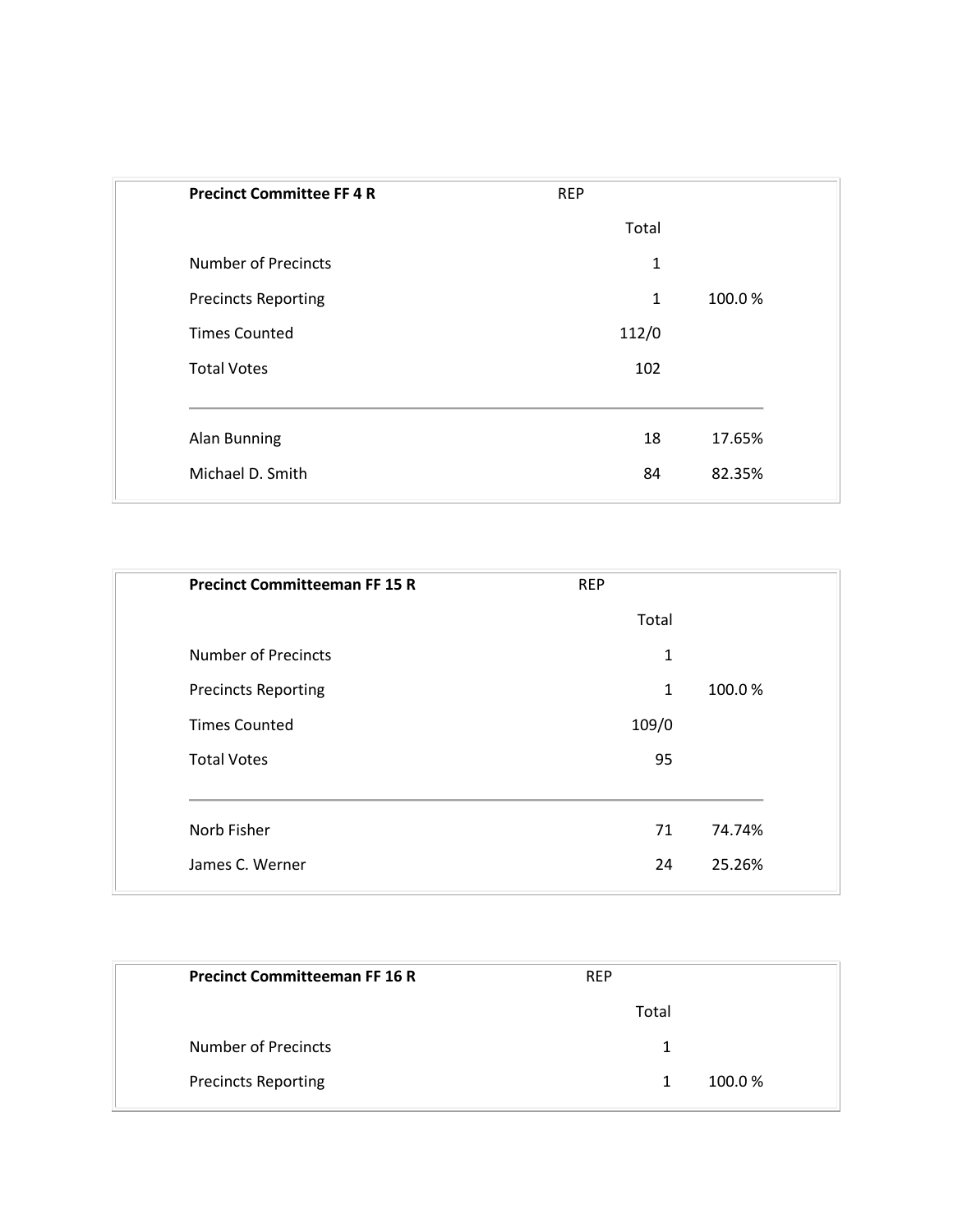| Precinct Committee FF 4 R | REP | |
|---|---|---|
| | Total | |
| Number of Precincts | 1 | |
| Precincts Reporting | 1 | 100.0 % |
| Times Counted | 112/0 | |
| Total Votes | 102 | |
| Alan Bunning | 18 | 17.65% |
| Michael D. Smith | 84 | 82.35% |

| Precinct Committeeman FF 15 R | REP | |
|---|---|---|
| | Total | |
| Number of Precincts | 1 | |
| Precincts Reporting | 1 | 100.0 % |
| Times Counted | 109/0 | |
| Total Votes | 95 | |
| Norb Fisher | 71 | 74.74% |
| James C. Werner | 24 | 25.26% |

| Precinct Committeeman FF 16 R | REP | |
|---|---|---|
| | Total | |
| Number of Precincts | 1 | |
| Precincts Reporting | 1 | 100.0 % |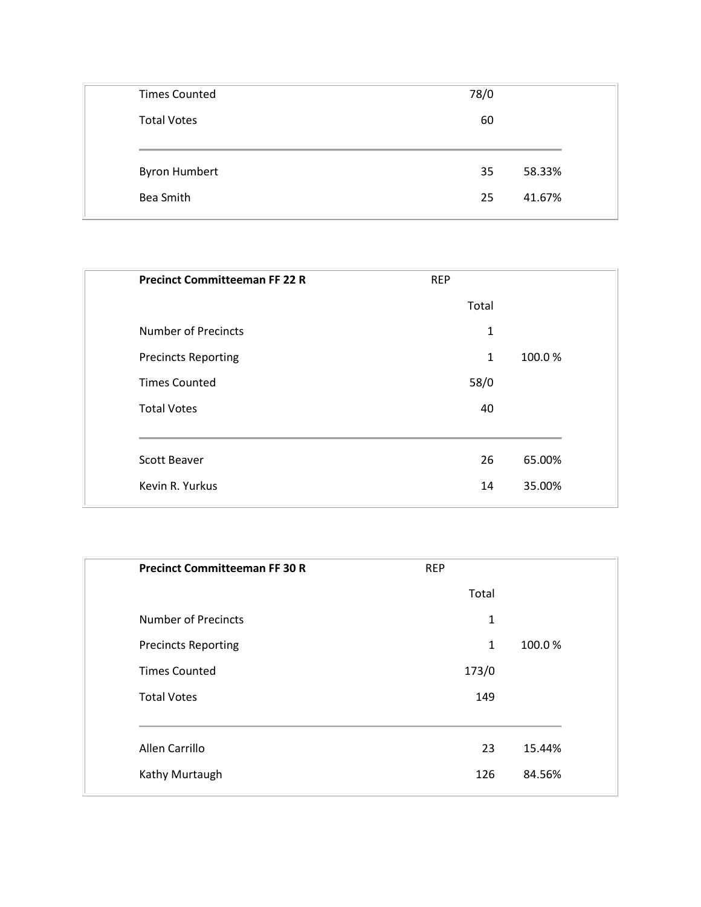| | | |
|---|---|---|
| Times Counted | 78/0 | |
| Total Votes | 60 | |
| Byron Humbert | 35 | 58.33% |
| Bea Smith | 25 | 41.67% |

| **Precinct Committeeman FF 22 R** | REP | |
|---|---|---|
| | Total | |
| Number of Precincts | 1 | |
| Precincts Reporting | 1 | 100.0 % |
| Times Counted | 58/0 | |
| Total Votes | 40 | |
| Scott Beaver | 26 | 65.00% |
| Kevin R. Yurkus | 14 | 35.00% |

| **Precinct Committeeman FF 30 R** | REP | |
|---|---|---|
| | Total | |
| Number of Precincts | 1 | |
| Precincts Reporting | 1 | 100.0 % |
| Times Counted | 173/0 | |
| Total Votes | 149 | |
| Allen Carrillo | 23 | 15.44% |
| Kathy Murtaugh | 126 | 84.56% |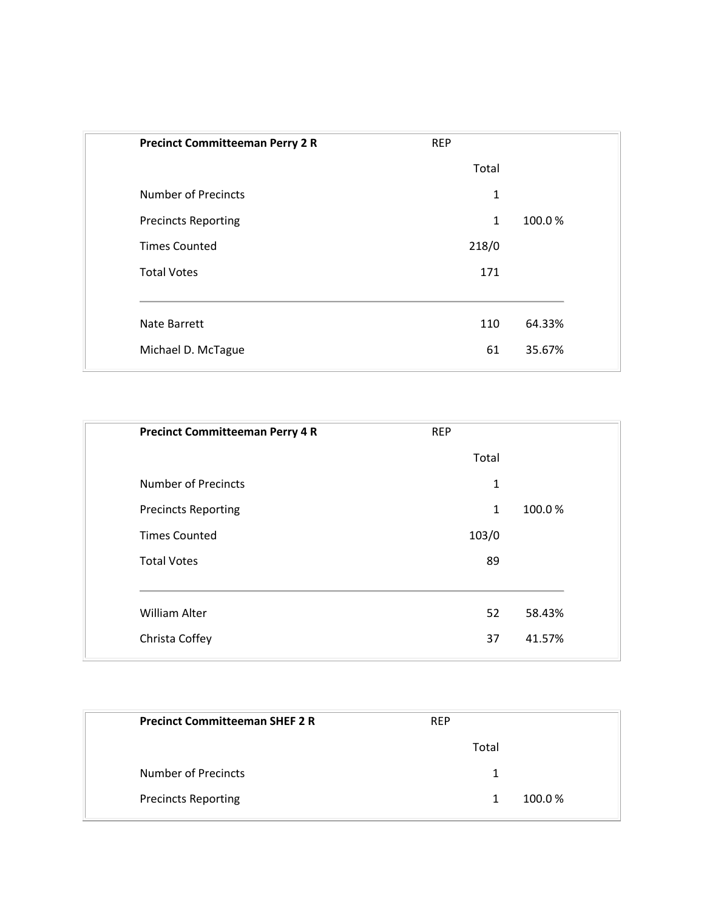| Precinct Committeeman Perry 2 R | REP | |
|---|---|---|
| | Total | |
| Number of Precincts | 1 | |
| Precincts Reporting | 1 | 100.0 % |
| Times Counted | 218/0 | |
| Total Votes | 171 | |
| Nate Barrett | 110 | 64.33% |
| Michael D. McTague | 61 | 35.67% |

| Precinct Committeeman Perry 4 R | REP | |
|---|---|---|
| | Total | |
| Number of Precincts | 1 | |
| Precincts Reporting | 1 | 100.0 % |
| Times Counted | 103/0 | |
| Total Votes | 89 | |
| William Alter | 52 | 58.43% |
| Christa Coffey | 37 | 41.57% |

| Precinct Committeeman SHEF 2 R | REP | |
|---|---|---|
| | Total | |
| Number of Precincts | 1 | |
| Precincts Reporting | 1 | 100.0 % |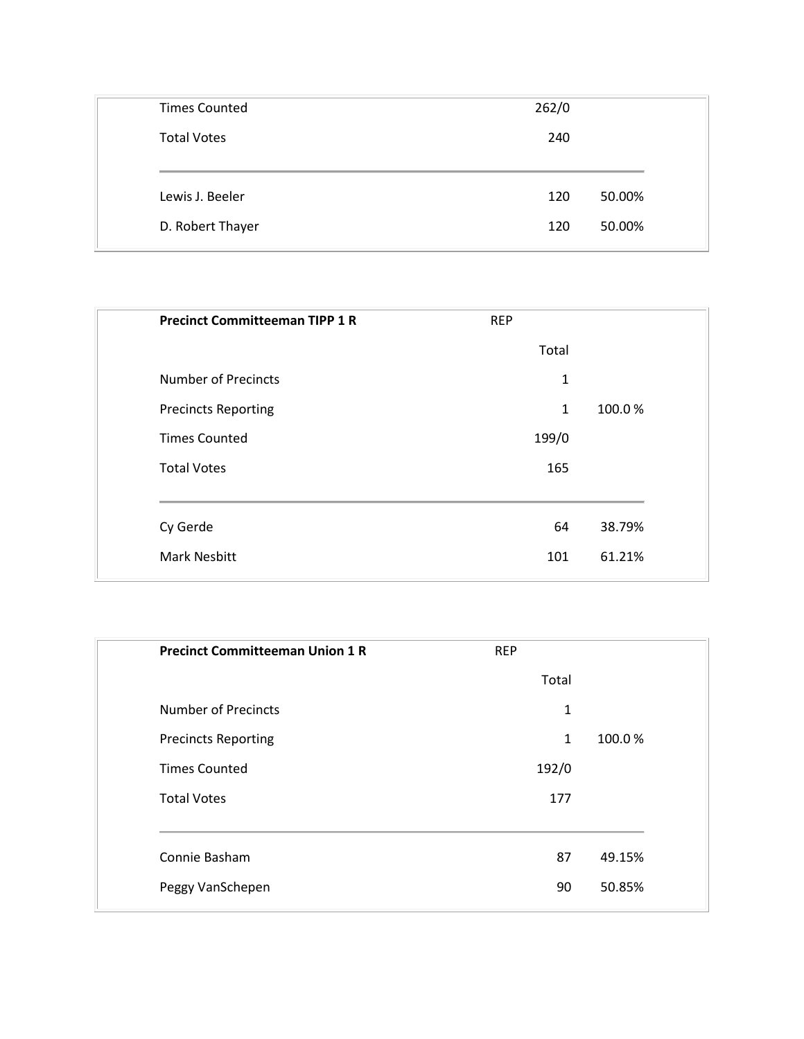| | | |
|---|---|---|
| Times Counted | 262/0 | |
| Total Votes | 240 | |
| Lewis J. Beeler | 120 | 50.00% |
| D. Robert Thayer | 120 | 50.00% |

| **Precinct Committeeman TIPP 1 R** | REP | |
|---|---|---|
| | Total | |
| Number of Precincts | 1 | |
| Precincts Reporting | 1 | 100.0 % |
| Times Counted | 199/0 | |
| Total Votes | 165 | |
| Cy Gerde | 64 | 38.79% |
| Mark Nesbitt | 101 | 61.21% |

| **Precinct Committeeman Union 1 R** | REP | |
|---|---|---|
| | Total | |
| Number of Precincts | 1 | |
| Precincts Reporting | 1 | 100.0 % |
| Times Counted | 192/0 | |
| Total Votes | 177 | |
| Connie Basham | 87 | 49.15% |
| Peggy VanSchepen | 90 | 50.85% |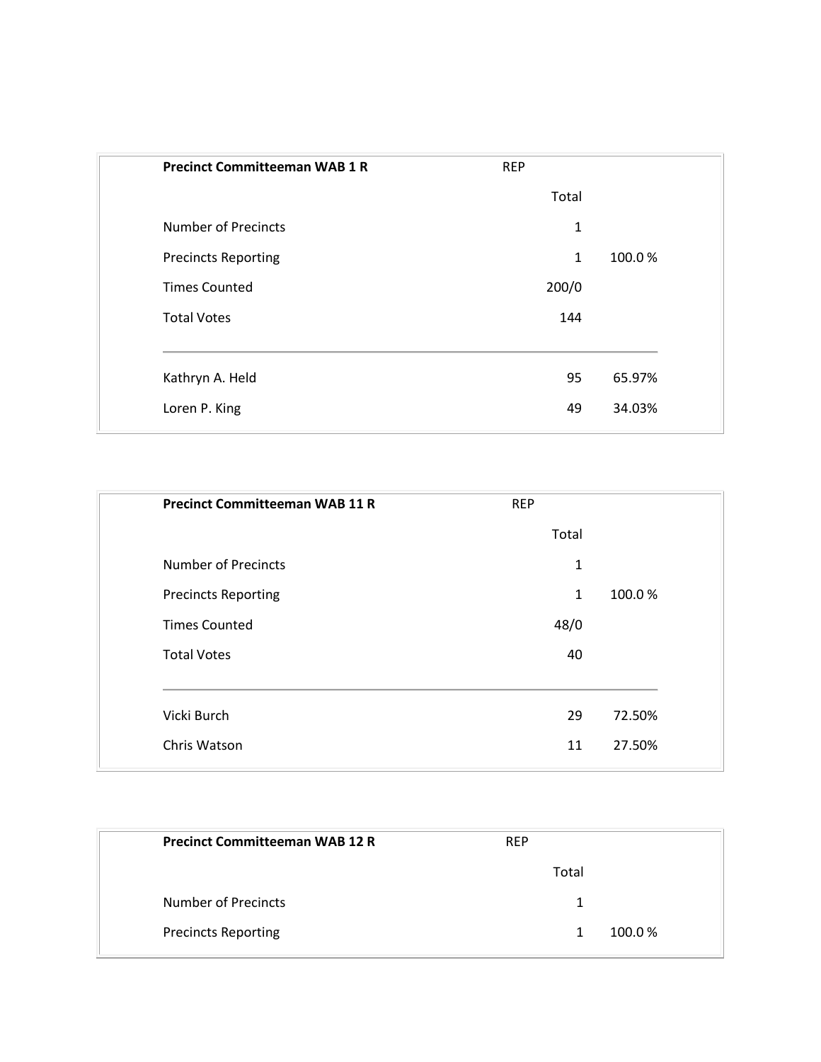| Precinct Committeeman WAB 1 R | REP | |
|---|---|---|
| | Total | |
| Number of Precincts | 1 | |
| Precincts Reporting | 1 | 100.0 % |
| Times Counted | 200/0 | |
| Total Votes | 144 | |
| Kathryn A. Held | 95 | 65.97% |
| Loren P. King | 49 | 34.03% |

| Precinct Committeeman WAB 11 R | REP | |
|---|---|---|
| | Total | |
| Number of Precincts | 1 | |
| Precincts Reporting | 1 | 100.0 % |
| Times Counted | 48/0 | |
| Total Votes | 40 | |
| Vicki Burch | 29 | 72.50% |
| Chris Watson | 11 | 27.50% |

| Precinct Committeeman WAB 12 R | REP | |
|---|---|---|
| | Total | |
| Number of Precincts | 1 | |
| Precincts Reporting | 1 | 100.0 % |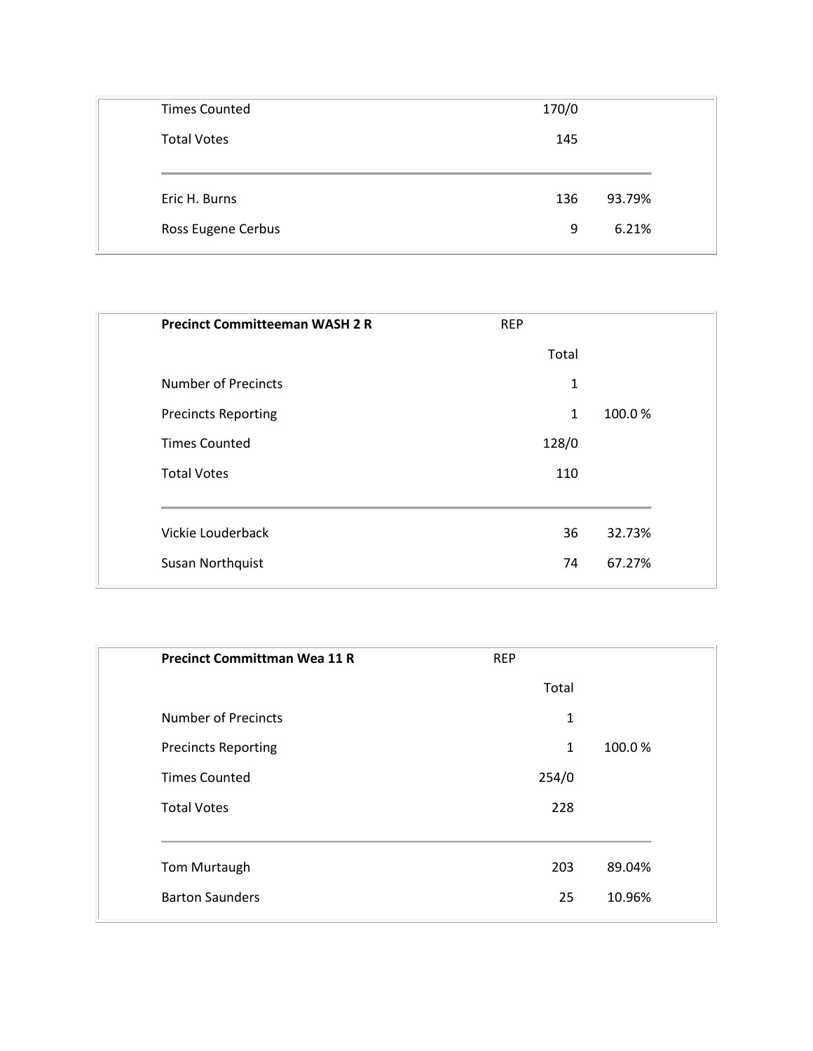| | | |
|---|---|---|
| Times Counted | 170/0 | |
| Total Votes | 145 | |
| Eric H. Burns | 136 | 93.79% |
| Ross Eugene Cerbus | 9 | 6.21% |

| **Precinct Committeeman WASH 2 R** | REP | |
|---|---|---|
| | Total | |
| Number of Precincts | 1 | |
| Precincts Reporting | 1 | 100.0 % |
| Times Counted | 128/0 | |
| Total Votes | 110 | |
| Vickie Louderback | 36 | 32.73% |
| Susan Northquist | 74 | 67.27% |

| **Precinct Committman Wea 11 R** | REP | |
|---|---|---|
| | Total | |
| Number of Precincts | 1 | |
| Precincts Reporting | 1 | 100.0 % |
| Times Counted | 254/0 | |
| Total Votes | 228 | |
| Tom Murtaugh | 203 | 89.04% |
| Barton Saunders | 25 | 10.96% |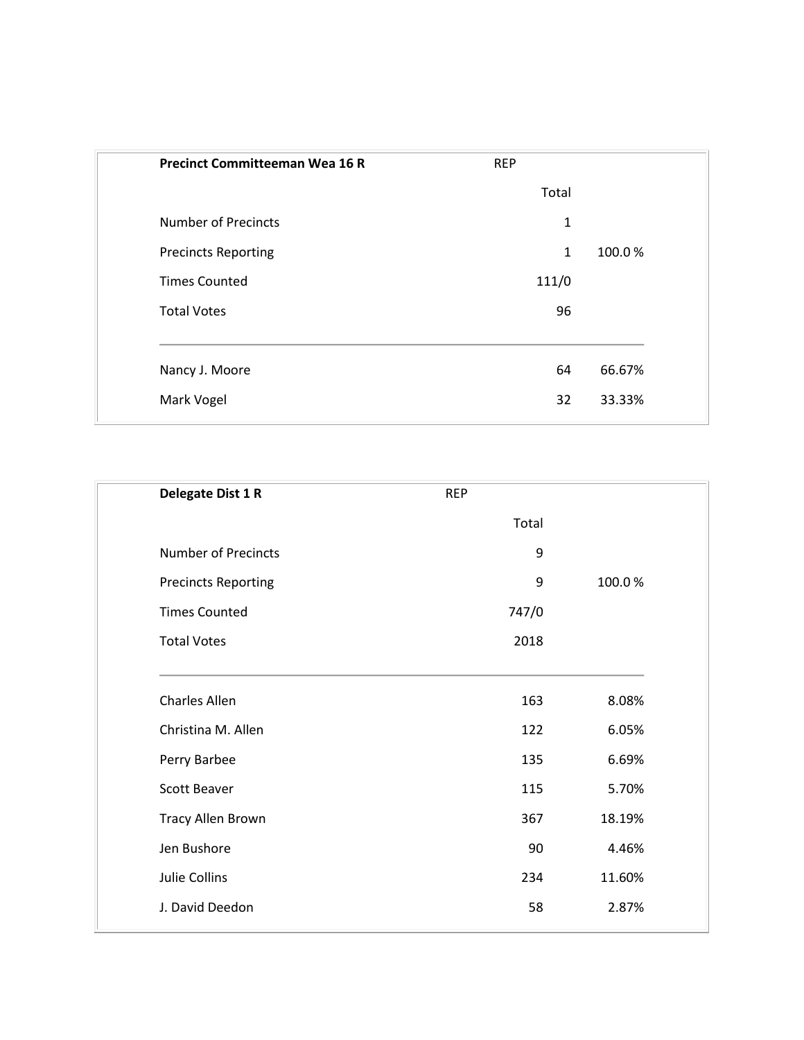| **Precinct Committeeman Wea 16 R** | REP | |
|---|---|---|
| | Total | |
| Number of Precincts | 1 | |
| Precincts Reporting | 1 | 100.0 % |
| Times Counted | 111/0 | |
| Total Votes | 96 | |
| Nancy J. Moore | 64 | 66.67% |
| Mark Vogel | 32 | 33.33% |

| **Delegate Dist 1 R** | REP | |
|---|---|---|
| | Total | |
| Number of Precincts | 9 | |
| Precincts Reporting | 9 | 100.0 % |
| Times Counted | 747/0 | |
| Total Votes | 2018 | |
| Charles Allen | 163 | 8.08% |
| Christina M. Allen | 122 | 6.05% |
| Perry Barbee | 135 | 6.69% |
| Scott Beaver | 115 | 5.70% |
| Tracy Allen Brown | 367 | 18.19% |
| Jen Bushore | 90 | 4.46% |
| Julie Collins | 234 | 11.60% |
| J. David Deedon | 58 | 2.87% |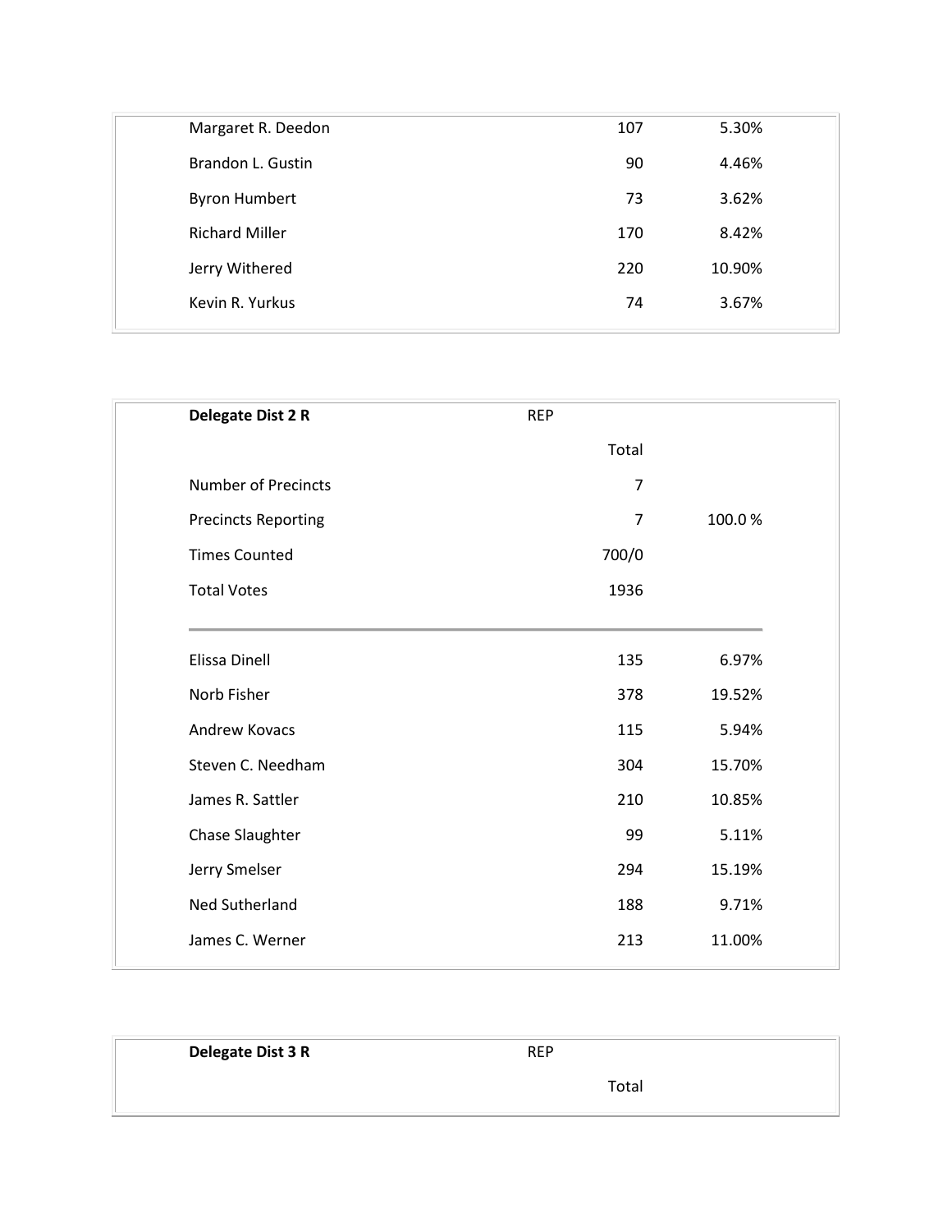| | | |
|---|---|---|
| Margaret R. Deedon | 107 | 5.30% |
| Brandon L. Gustin | 90 | 4.46% |
| Byron Humbert | 73 | 3.62% |
| Richard Miller | 170 | 8.42% |
| Jerry Withered | 220 | 10.90% |
| Kevin R. Yurkus | 74 | 3.67% |

| **Delegate Dist 2 R** | REP | |
|---|---|---|
| | Total | |
| Number of Precincts | 7 | |
| Precincts Reporting | 7 | 100.0 % |
| Times Counted | 700/0 | |
| Total Votes | 1936 | |
| Elissa Dinell | 135 | 6.97% |
| Norb Fisher | 378 | 19.52% |
| Andrew Kovacs | 115 | 5.94% |
| Steven C. Needham | 304 | 15.70% |
| James R. Sattler | 210 | 10.85% |
| Chase Slaughter | 99 | 5.11% |
| Jerry Smelser | 294 | 15.19% |
| Ned Sutherland | 188 | 9.71% |
| James C. Werner | 213 | 11.00% |

| **Delegate Dist 3 R** | REP | |
|---|---|---|
| | Total | |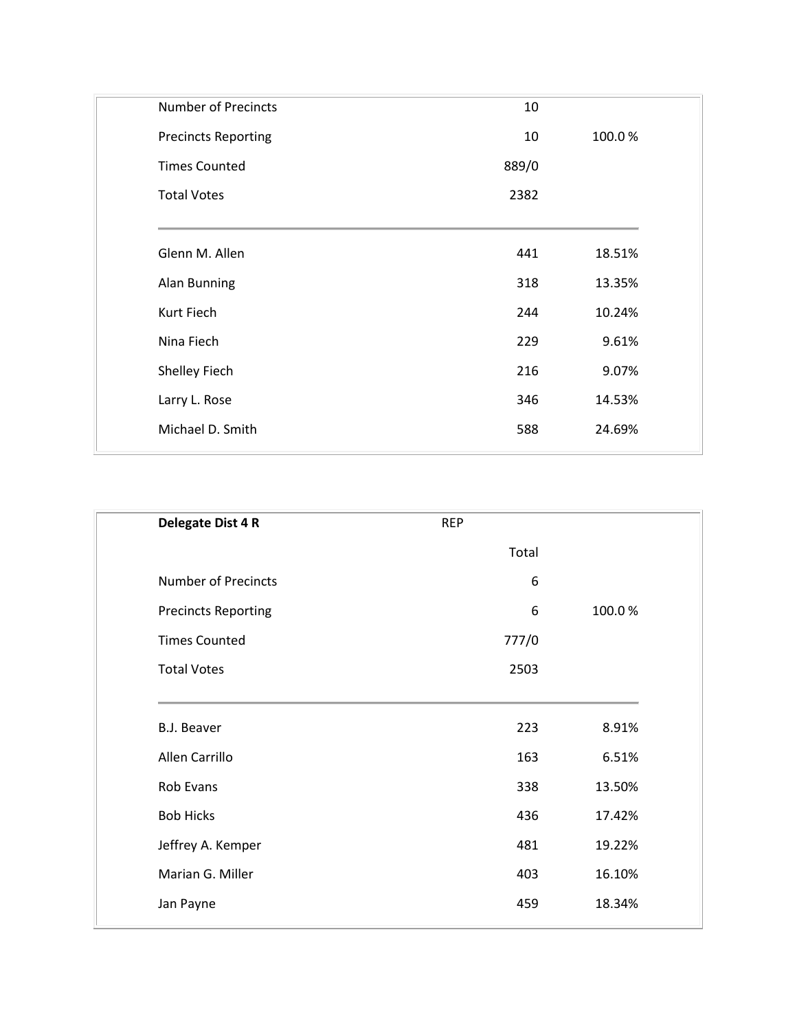| | | |
|---|---|---|
| Number of Precincts | 10 | |
| Precincts Reporting | 10 | 100.0 % |
| Times Counted | 889/0 | |
| Total Votes | 2382 | |
| Glenn M. Allen | 441 | 18.51% |
| Alan Bunning | 318 | 13.35% |
| Kurt Fiech | 244 | 10.24% |
| Nina Fiech | 229 | 9.61% |
| Shelley Fiech | 216 | 9.07% |
| Larry L. Rose | 346 | 14.53% |
| Michael D. Smith | 588 | 24.69% |

| **Delegate Dist 4 R** | REP | |
|---|---|---|
| | Total | |
| Number of Precincts | 6 | |
| Precincts Reporting | 6 | 100.0 % |
| Times Counted | 777/0 | |
| Total Votes | 2503 | |
| B.J. Beaver | 223 | 8.91% |
| Allen Carrillo | 163 | 6.51% |
| Rob Evans | 338 | 13.50% |
| Bob Hicks | 436 | 17.42% |
| Jeffrey A. Kemper | 481 | 19.22% |
| Marian G. Miller | 403 | 16.10% |
| Jan Payne | 459 | 18.34% |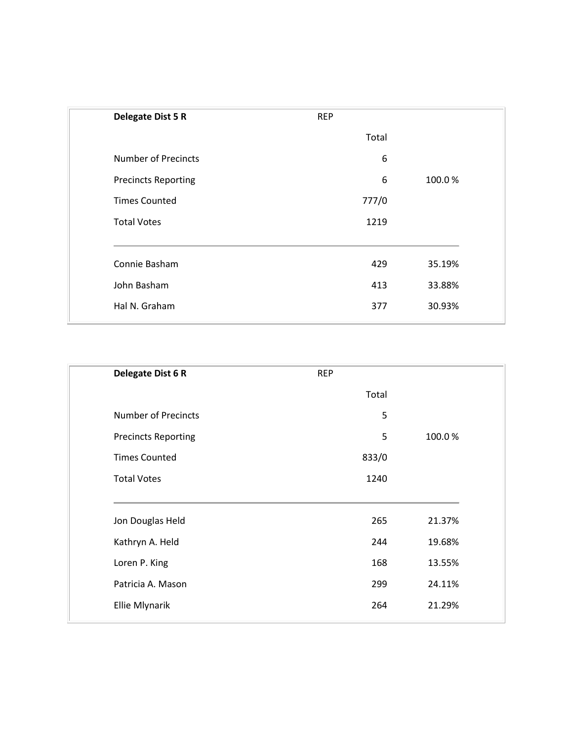| Delegate Dist 5 R | REP | |
|---|---|---|
| | Total | |
| Number of Precincts | 6 | |
| Precincts Reporting | 6 | 100.0 % |
| Times Counted | 777/0 | |
| Total Votes | 1219 | |
| Connie Basham | 429 | 35.19% |
| John Basham | 413 | 33.88% |
| Hal N. Graham | 377 | 30.93% |

| Delegate Dist 6 R | REP | |
|---|---|---|
| | Total | |
| Number of Precincts | 5 | |
| Precincts Reporting | 5 | 100.0 % |
| Times Counted | 833/0 | |
| Total Votes | 1240 | |
| Jon Douglas Held | 265 | 21.37% |
| Kathryn A. Held | 244 | 19.68% |
| Loren P. King | 168 | 13.55% |
| Patricia A. Mason | 299 | 24.11% |
| Ellie Mlynarik | 264 | 21.29% |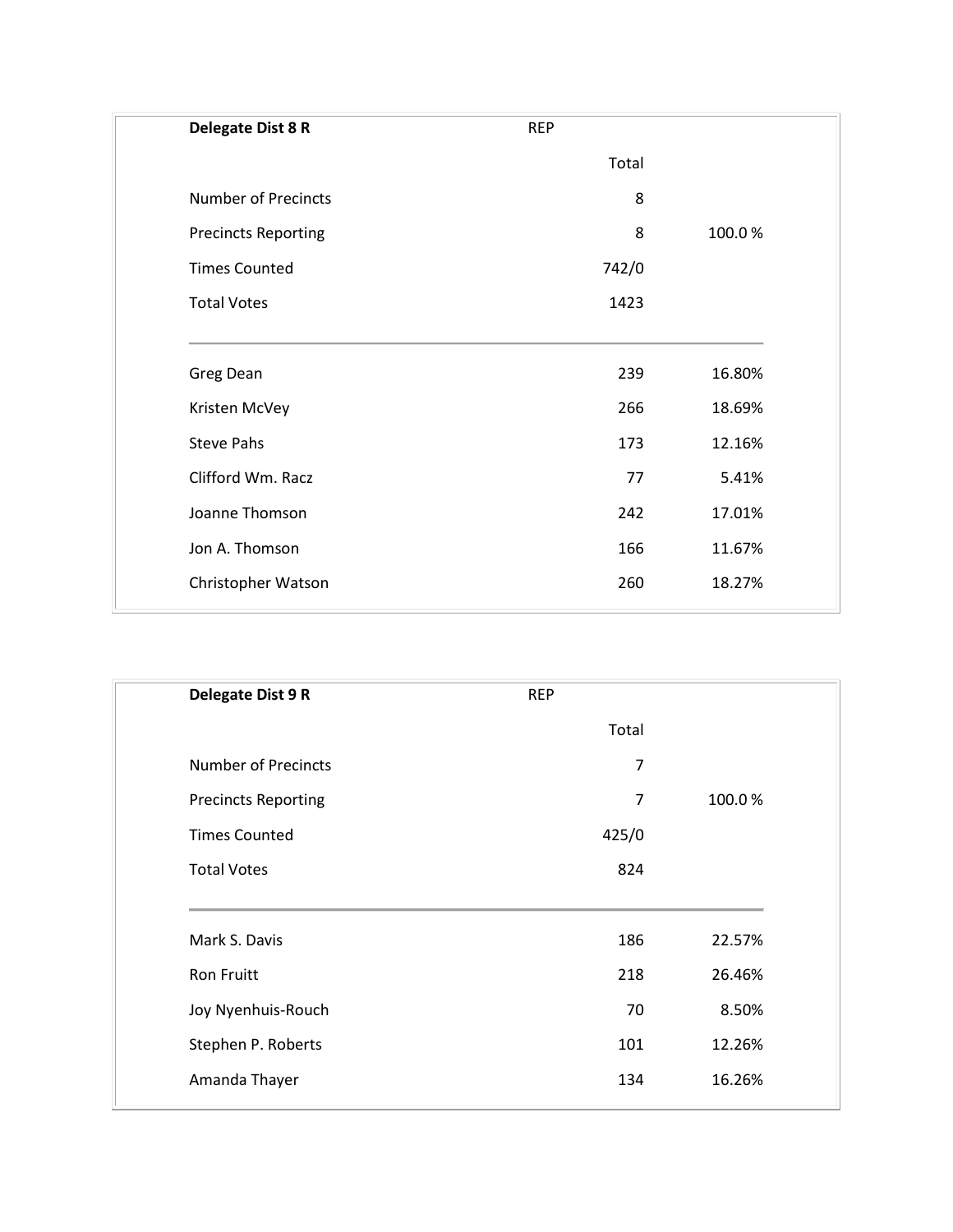| Delegate Dist 8 R | REP | |
|---|---|---|
| | Total | |
| Number of Precincts | 8 | |
| Precincts Reporting | 8 | 100.0 % |
| Times Counted | 742/0 | |
| Total Votes | 1423 | |
| Greg Dean | 239 | 16.80% |
| Kristen McVey | 266 | 18.69% |
| Steve Pahs | 173 | 12.16% |
| Clifford Wm. Racz | 77 | 5.41% |
| Joanne Thomson | 242 | 17.01% |
| Jon A. Thomson | 166 | 11.67% |
| Christopher Watson | 260 | 18.27% |

| Delegate Dist 9 R | REP | |
|---|---|---|
| | Total | |
| Number of Precincts | 7 | |
| Precincts Reporting | 7 | 100.0 % |
| Times Counted | 425/0 | |
| Total Votes | 824 | |
| Mark S. Davis | 186 | 22.57% |
| Ron Fruitt | 218 | 26.46% |
| Joy Nyenhuis-Rouch | 70 | 8.50% |
| Stephen P. Roberts | 101 | 12.26% |
| Amanda Thayer | 134 | 16.26% |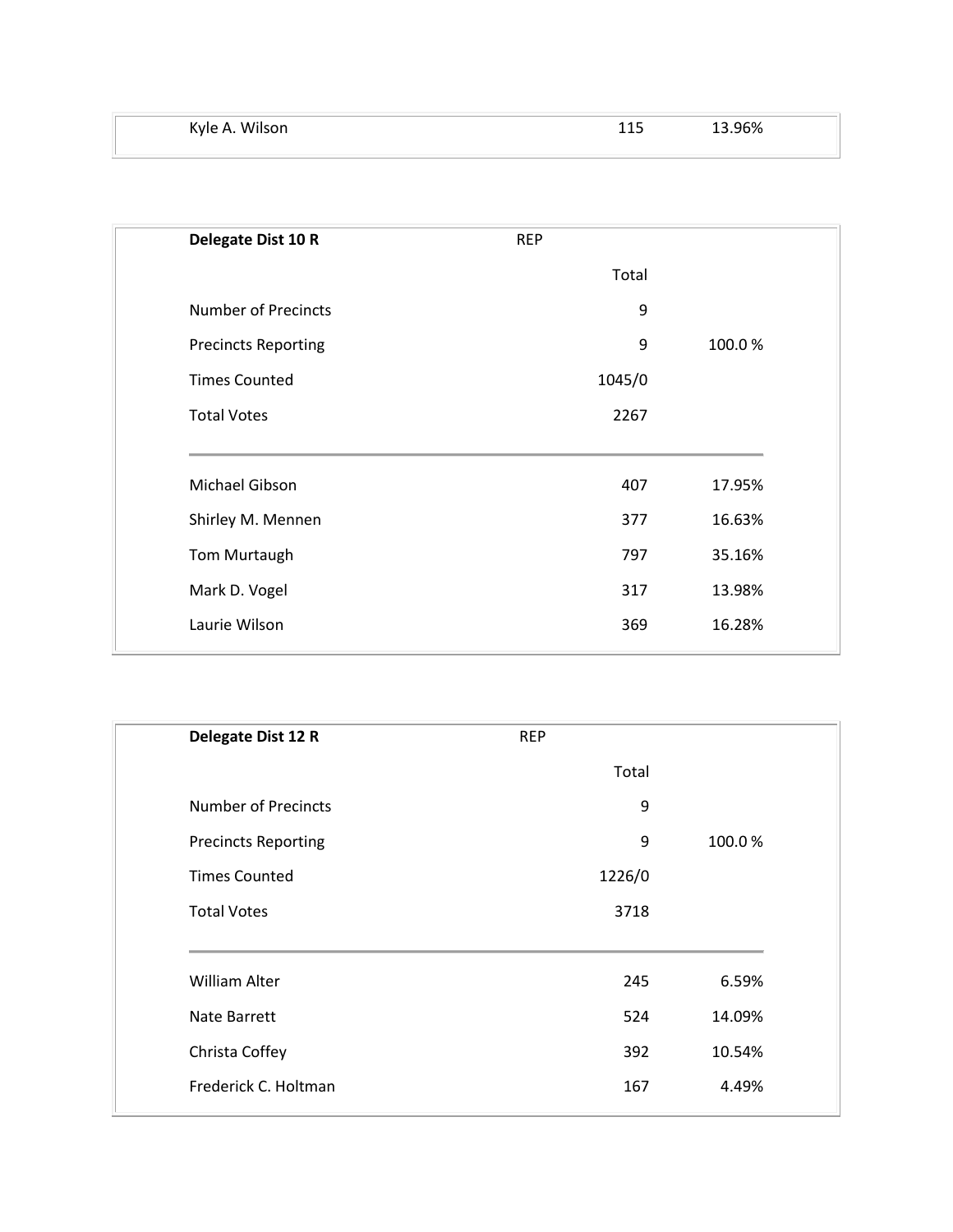| | | |
|---|---|---|
| Kyle A. Wilson | 115 | 13.96% |

| Delegate Dist 10 R | REP | |
|---|---|---|
| | Total | |
| Number of Precincts | 9 | |
| Precincts Reporting | 9 | 100.0 % |
| Times Counted | 1045/0 | |
| Total Votes | 2267 | |
| Michael Gibson | 407 | 17.95% |
| Shirley M. Mennen | 377 | 16.63% |
| Tom Murtaugh | 797 | 35.16% |
| Mark D. Vogel | 317 | 13.98% |
| Laurie Wilson | 369 | 16.28% |

| Delegate Dist 12 R | REP | |
|---|---|---|
| | Total | |
| Number of Precincts | 9 | |
| Precincts Reporting | 9 | 100.0 % |
| Times Counted | 1226/0 | |
| Total Votes | 3718 | |
| William Alter | 245 | 6.59% |
| Nate Barrett | 524 | 14.09% |
| Christa Coffey | 392 | 10.54% |
| Frederick C. Holtman | 167 | 4.49% |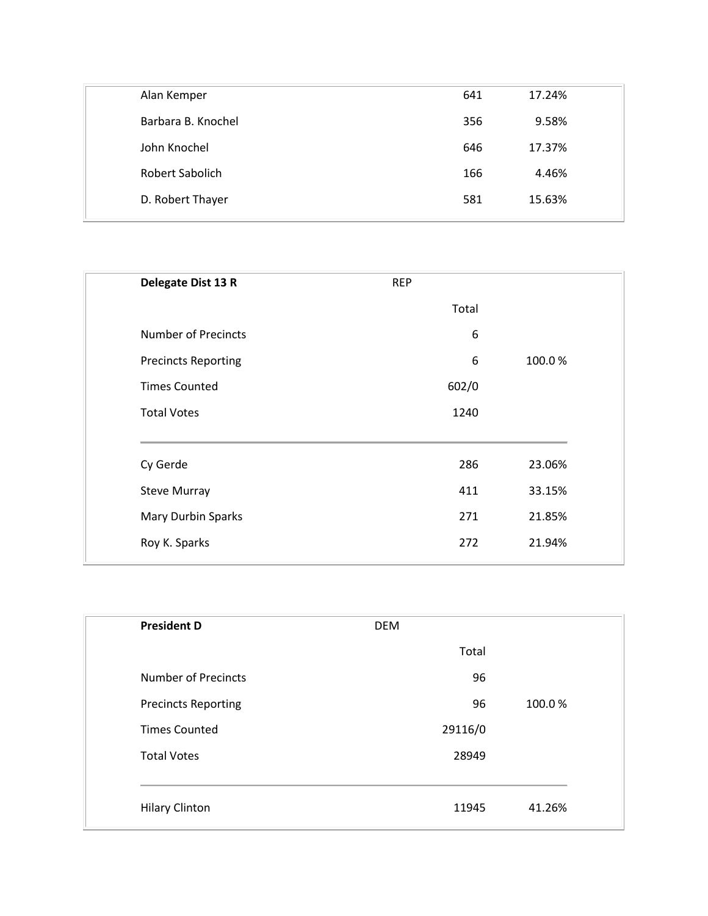| | | |
|---|---|---|
| Alan Kemper | 641 | 17.24% |
| Barbara B. Knochel | 356 | 9.58% |
| John Knochel | 646 | 17.37% |
| Robert Sabolich | 166 | 4.46% |
| D. Robert Thayer | 581 | 15.63% |

| **Delegate Dist 13 R** | REP | |
|---|---|---|
| | Total | |
| Number of Precincts | 6 | |
| Precincts Reporting | 6 | 100.0 % |
| Times Counted | 602/0 | |
| Total Votes | 1240 | |
| Cy Gerde | 286 | 23.06% |
| Steve Murray | 411 | 33.15% |
| Mary Durbin Sparks | 271 | 21.85% |
| Roy K. Sparks | 272 | 21.94% |

| **President D** | DEM | |
|---|---|---|
| | Total | |
| Number of Precincts | 96 | |
| Precincts Reporting | 96 | 100.0 % |
| Times Counted | 29116/0 | |
| Total Votes | 28949 | |
| Hilary Clinton | 11945 | 41.26% |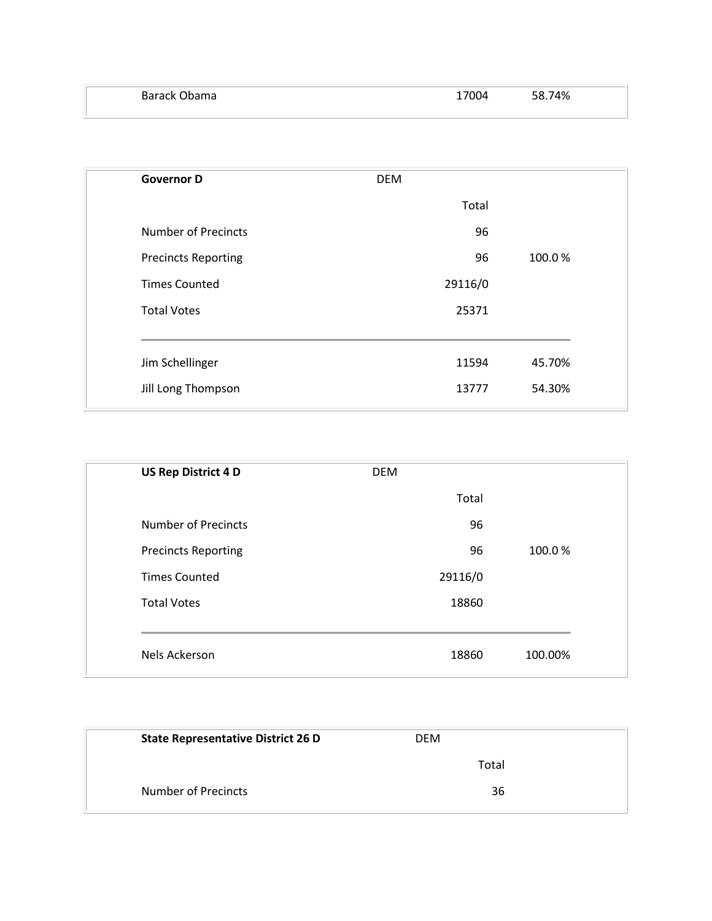| Barack Obama | 17004 | 58.74% |
|---|---|---|

| Governor D | DEM | |
|---|---|---|
| | Total | |
| Number of Precincts | 96 | |
| Precincts Reporting | 96 | 100.0 % |
| Times Counted | 29116/0 | |
| Total Votes | 25371 | |
| Jim Schellinger | 11594 | 45.70% |
| Jill Long Thompson | 13777 | 54.30% |

| US Rep District 4 D | DEM | |
|---|---|---|
| | Total | |
| Number of Precincts | 96 | |
| Precincts Reporting | 96 | 100.0 % |
| Times Counted | 29116/0 | |
| Total Votes | 18860 | |
| Nels Ackerson | 18860 | 100.00% |

| State Representative District 26 D | DEM |
|---|---|
| | Total |
| Number of Precincts | 36 |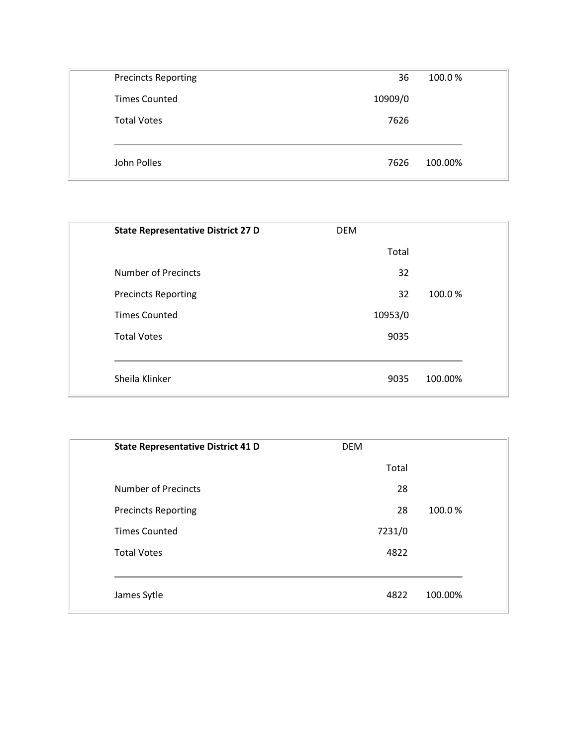| | | |
|---|---|---|
| Precincts Reporting | 36 | 100.0 % |
| Times Counted | 10909/0 | |
| Total Votes | 7626 | |
| John Polles | 7626 | 100.00% |

| **State Representative District 27 D** | DEM | |
|---|---|---|
| | Total | |
| Number of Precincts | 32 | |
| Precincts Reporting | 32 | 100.0 % |
| Times Counted | 10953/0 | |
| Total Votes | 9035 | |
| Sheila Klinker | 9035 | 100.00% |

| **State Representative District 41 D** | DEM | |
|---|---|---|
| | Total | |
| Number of Precincts | 28 | |
| Precincts Reporting | 28 | 100.0 % |
| Times Counted | 7231/0 | |
| Total Votes | 4822 | |
| James Sytle | 4822 | 100.00% |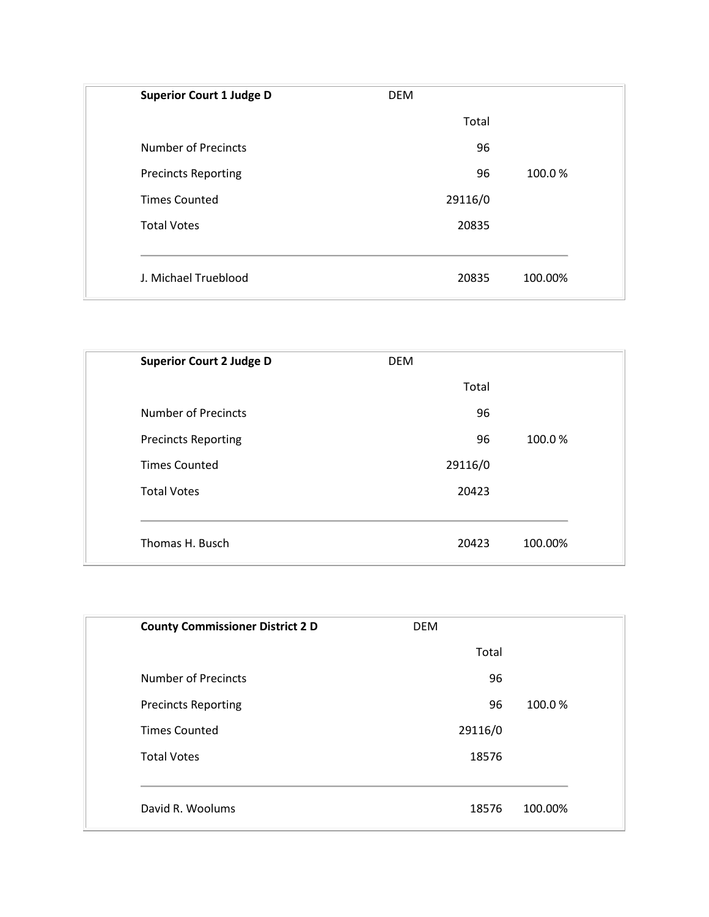| **Superior Court 1 Judge D** | DEM | |
|---|---|---|
| | Total | |
| Number of Precincts | 96 | |
| Precincts Reporting | 96 | 100.0 % |
| Times Counted | 29116/0 | |
| Total Votes | 20835 | |
| J. Michael Trueblood | 20835 | 100.00% |

| **Superior Court 2 Judge D** | DEM | |
|---|---|---|
| | Total | |
| Number of Precincts | 96 | |
| Precincts Reporting | 96 | 100.0 % |
| Times Counted | 29116/0 | |
| Total Votes | 20423 | |
| Thomas H. Busch | 20423 | 100.00% |

| **County Commissioner District 2 D** | DEM | |
|---|---|---|
| | Total | |
| Number of Precincts | 96 | |
| Precincts Reporting | 96 | 100.0 % |
| Times Counted | 29116/0 | |
| Total Votes | 18576 | |
| David R. Woolums | 18576 | 100.00% |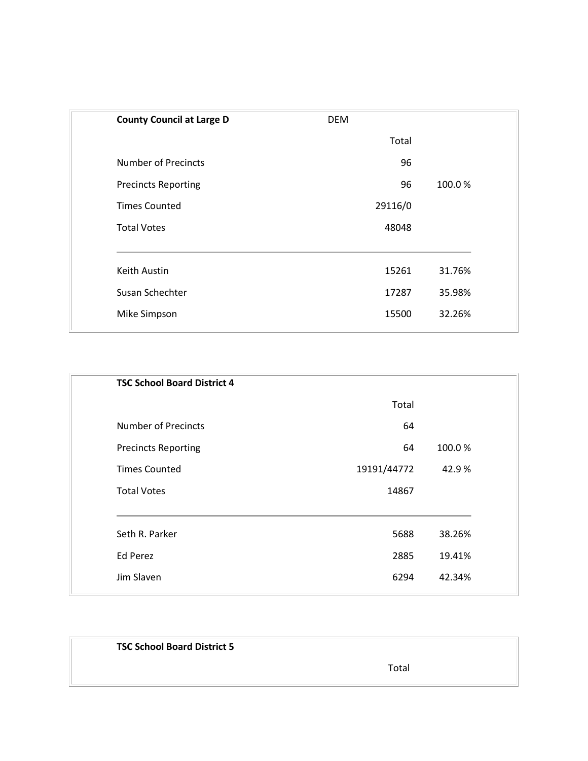**County Council at Large D** DEM

| | Total | |
|---|---|---|
| Number of Precincts | 96 | |
| Precincts Reporting | 96 | 100.0 % |
| Times Counted | 29116/0 | |
| Total Votes | 48048 | |
| Keith Austin | 15261 | 31.76% |
| Susan Schechter | 17287 | 35.98% |
| Mike Simpson | 15500 | 32.26% |

**TSC School Board District 4**

| | Total | |
|---|---|---|
| Number of Precincts | 64 | |
| Precincts Reporting | 64 | 100.0 % |
| Times Counted | 19191/44772 | 42.9 % |
| Total Votes | 14867 | |
| Seth R. Parker | 5688 | 38.26% |
| Ed Perez | 2885 | 19.41% |
| Jim Slaven | 6294 | 42.34% |

**TSC School Board District 5**

| | Total |
|---|---|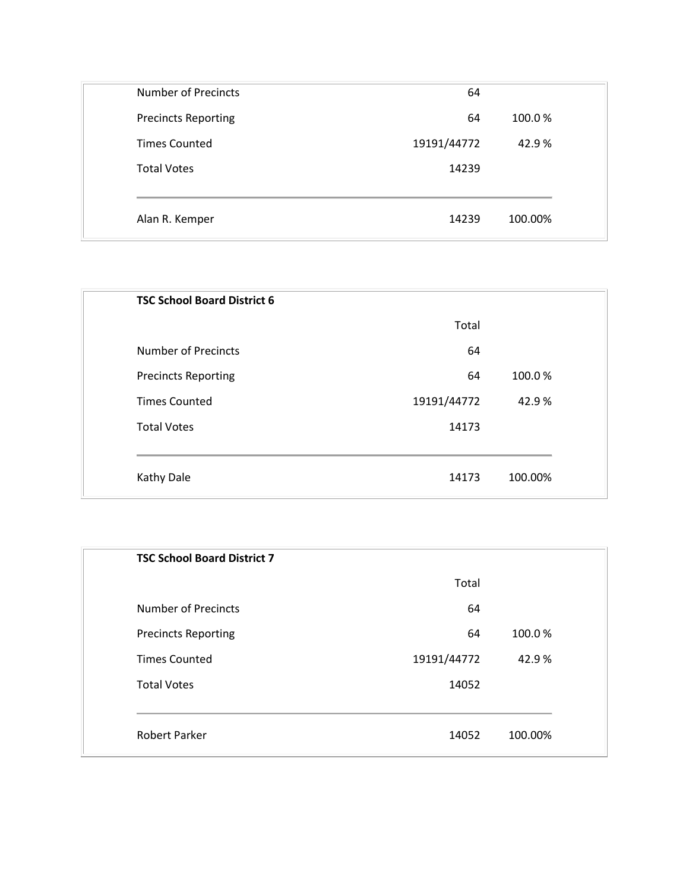| | Total | |
|---|---|---|
| Number of Precincts | 64 | |
| Precincts Reporting | 64 | 100.0 % |
| Times Counted | 19191/44772 | 42.9 % |
| Total Votes | 14239 | |
| Alan R. Kemper | 14239 | 100.00% |

**TSC School Board District 6**

| | Total | |
|---|---|---|
| Number of Precincts | 64 | |
| Precincts Reporting | 64 | 100.0 % |
| Times Counted | 19191/44772 | 42.9 % |
| Total Votes | 14173 | |
| Kathy Dale | 14173 | 100.00% |

**TSC School Board District 7**

| | Total | |
|---|---|---|
| Number of Precincts | 64 | |
| Precincts Reporting | 64 | 100.0 % |
| Times Counted | 19191/44772 | 42.9 % |
| Total Votes | 14052 | |
| Robert Parker | 14052 | 100.00% |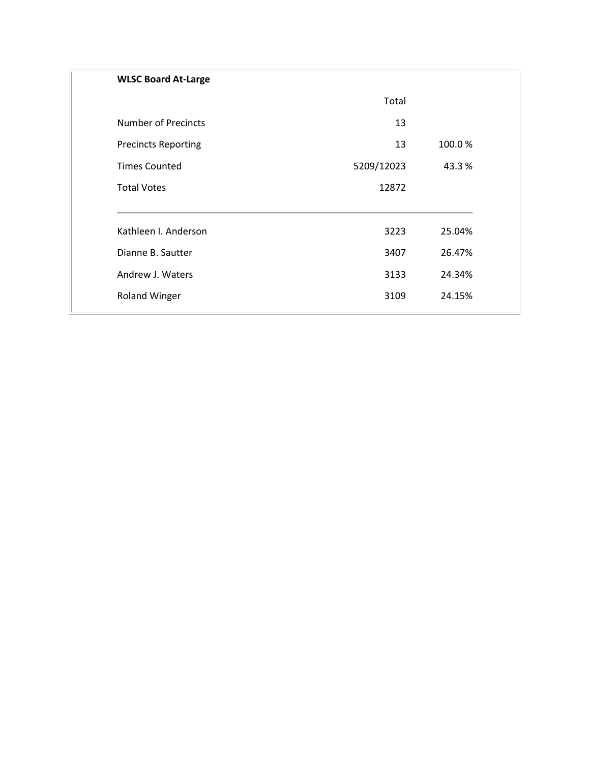**WLSC Board At-Large**

| | Total | |
|---|---|---|
| Number of Precincts | 13 | |
| Precincts Reporting | 13 | 100.0 % |
| Times Counted | 5209/12023 | 43.3 % |
| Total Votes | 12872 | |
| Kathleen I. Anderson | 3223 | 25.04% |
| Dianne B. Sautter | 3407 | 26.47% |
| Andrew J. Waters | 3133 | 24.34% |
| Roland Winger | 3109 | 24.15% |